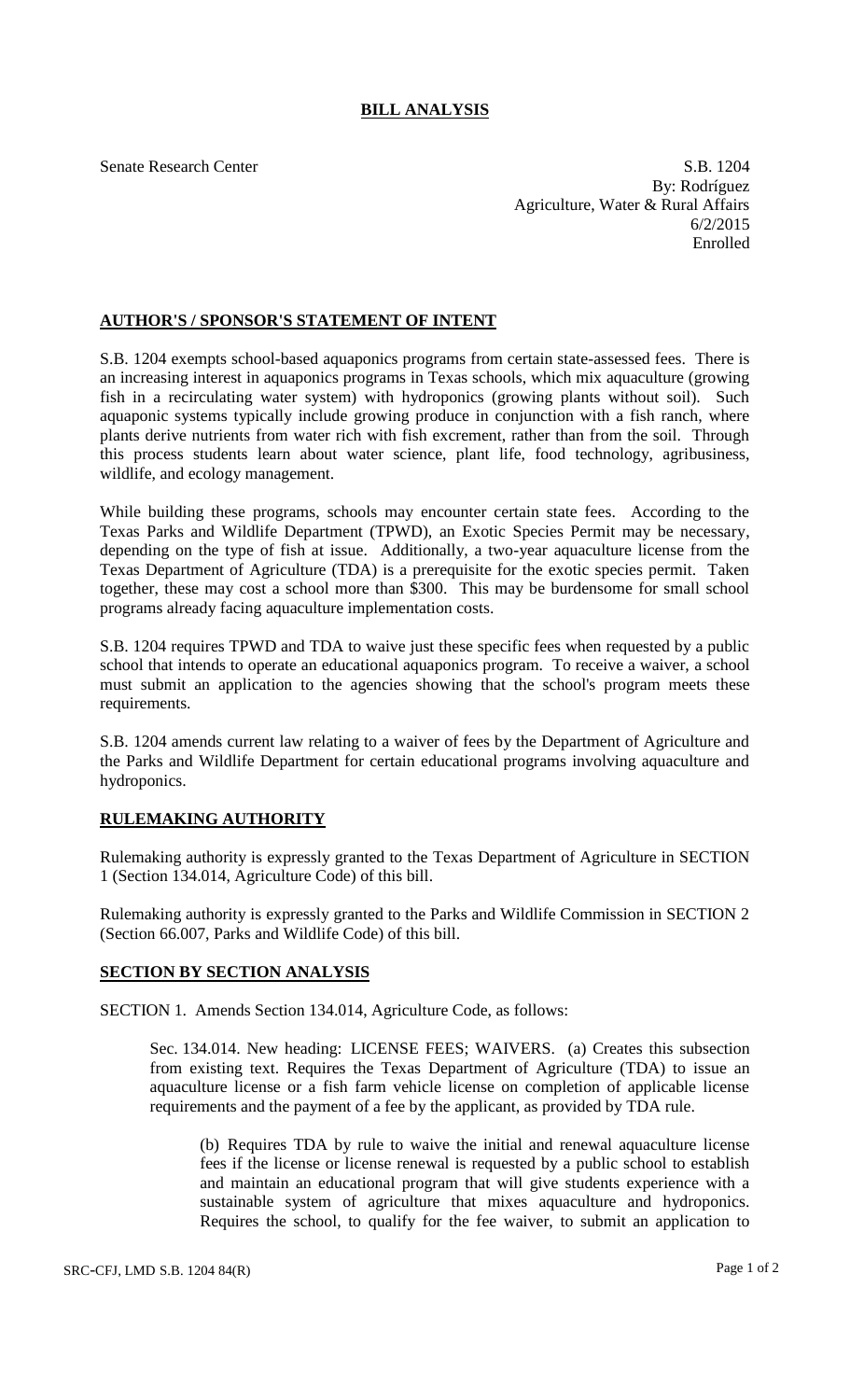# BILL ANALYSIS

Senate Research Center

S.B. 1204
By: Rodríguez
Agriculture, Water & Rural Affairs
6/2/2015
Enrolled

## AUTHOR'S / SPONSOR'S STATEMENT OF INTENT

S.B. 1204 exempts school-based aquaponics programs from certain state-assessed fees. There is an increasing interest in aquaponics programs in Texas schools, which mix aquaculture (growing fish in a recirculating water system) with hydroponics (growing plants without soil). Such aquaponic systems typically include growing produce in conjunction with a fish ranch, where plants derive nutrients from water rich with fish excrement, rather than from the soil. Through this process students learn about water science, plant life, food technology, agribusiness, wildlife, and ecology management.

While building these programs, schools may encounter certain state fees. According to the Texas Parks and Wildlife Department (TPWD), an Exotic Species Permit may be necessary, depending on the type of fish at issue. Additionally, a two-year aquaculture license from the Texas Department of Agriculture (TDA) is a prerequisite for the exotic species permit. Taken together, these may cost a school more than $300. This may be burdensome for small school programs already facing aquaculture implementation costs.

S.B. 1204 requires TPWD and TDA to waive just these specific fees when requested by a public school that intends to operate an educational aquaponics program. To receive a waiver, a school must submit an application to the agencies showing that the school's program meets these requirements.

S.B. 1204 amends current law relating to a waiver of fees by the Department of Agriculture and the Parks and Wildlife Department for certain educational programs involving aquaculture and hydroponics.

## RULEMAKING AUTHORITY

Rulemaking authority is expressly granted to the Texas Department of Agriculture in SECTION 1 (Section 134.014, Agriculture Code) of this bill.

Rulemaking authority is expressly granted to the Parks and Wildlife Commission in SECTION 2 (Section 66.007, Parks and Wildlife Code) of this bill.

## SECTION BY SECTION ANALYSIS

SECTION 1. Amends Section 134.014, Agriculture Code, as follows:

Sec. 134.014. New heading: LICENSE FEES; WAIVERS. (a) Creates this subsection from existing text. Requires the Texas Department of Agriculture (TDA) to issue an aquaculture license or a fish farm vehicle license on completion of applicable license requirements and the payment of a fee by the applicant, as provided by TDA rule.

(b) Requires TDA by rule to waive the initial and renewal aquaculture license fees if the license or license renewal is requested by a public school to establish and maintain an educational program that will give students experience with a sustainable system of agriculture that mixes aquaculture and hydroponics. Requires the school, to qualify for the fee waiver, to submit an application to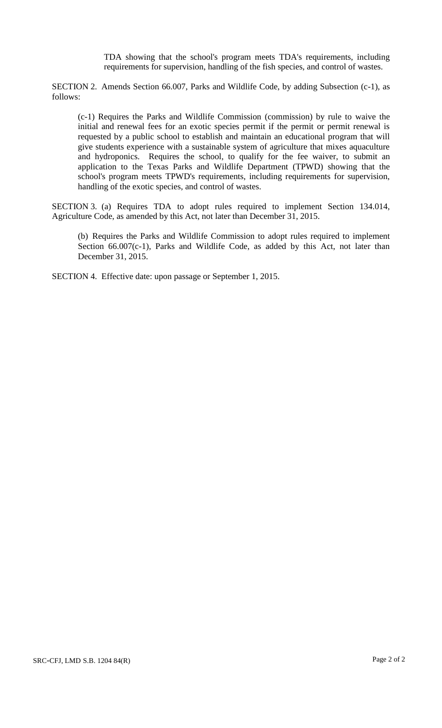TDA showing that the school's program meets TDA's requirements, including requirements for supervision, handling of the fish species, and control of wastes.

SECTION 2. Amends Section 66.007, Parks and Wildlife Code, by adding Subsection (c-1), as follows:

(c-1) Requires the Parks and Wildlife Commission (commission) by rule to waive the initial and renewal fees for an exotic species permit if the permit or permit renewal is requested by a public school to establish and maintain an educational program that will give students experience with a sustainable system of agriculture that mixes aquaculture and hydroponics. Requires the school, to qualify for the fee waiver, to submit an application to the Texas Parks and Wildlife Department (TPWD) showing that the school's program meets TPWD's requirements, including requirements for supervision, handling of the exotic species, and control of wastes.

SECTION 3. (a) Requires TDA to adopt rules required to implement Section 134.014, Agriculture Code, as amended by this Act, not later than December 31, 2015.

(b) Requires the Parks and Wildlife Commission to adopt rules required to implement Section 66.007(c-1), Parks and Wildlife Code, as added by this Act, not later than December 31, 2015.

SECTION 4. Effective date: upon passage or September 1, 2015.